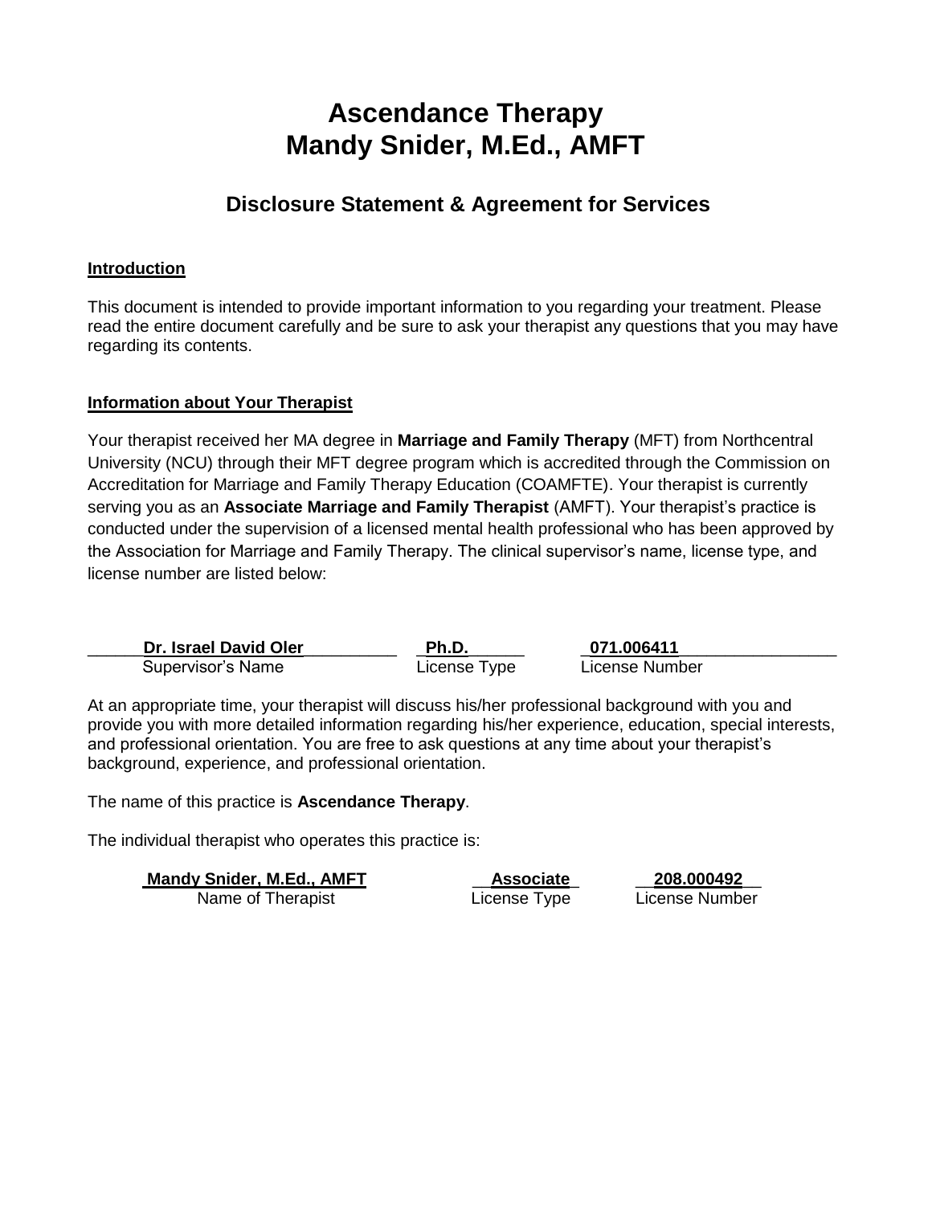# Ascendance Therapy
# Mandy Snider, M.Ed., AMFT

## Disclosure Statement & Agreement for Services

**Introduction**

This document is intended to provide important information to you regarding your treatment. Please read the entire document carefully and be sure to ask your therapist any questions that you may have regarding its contents.

**Information about Your Therapist**

Your therapist received her MA degree in **Marriage and Family Therapy** (MFT) from Northcentral University (NCU) through their MFT degree program which is accredited through the Commission on Accreditation for Marriage and Family Therapy Education (COAMFTE). Your therapist is currently serving you as an **Associate Marriage and Family Therapist** (AMFT). Your therapist's practice is conducted under the supervision of a licensed mental health professional who has been approved by the Association for Marriage and Family Therapy. The clinical supervisor's name, license type, and license number are listed below:

| Supervisor's Name | License Type | License Number |
|---|---|---|
| **Dr. Israel David Oler** | **Ph.D.** | **071.006411** |

At an appropriate time, your therapist will discuss his/her professional background with you and provide you with more detailed information regarding his/her experience, education, special interests, and professional orientation. You are free to ask questions at any time about your therapist's background, experience, and professional orientation.

The name of this practice is **Ascendance Therapy**.

The individual therapist who operates this practice is:

| Name of Therapist | License Type | License Number |
|---|---|---|
| **Mandy Snider, M.Ed., AMFT** | **Associate** | **208.000492** |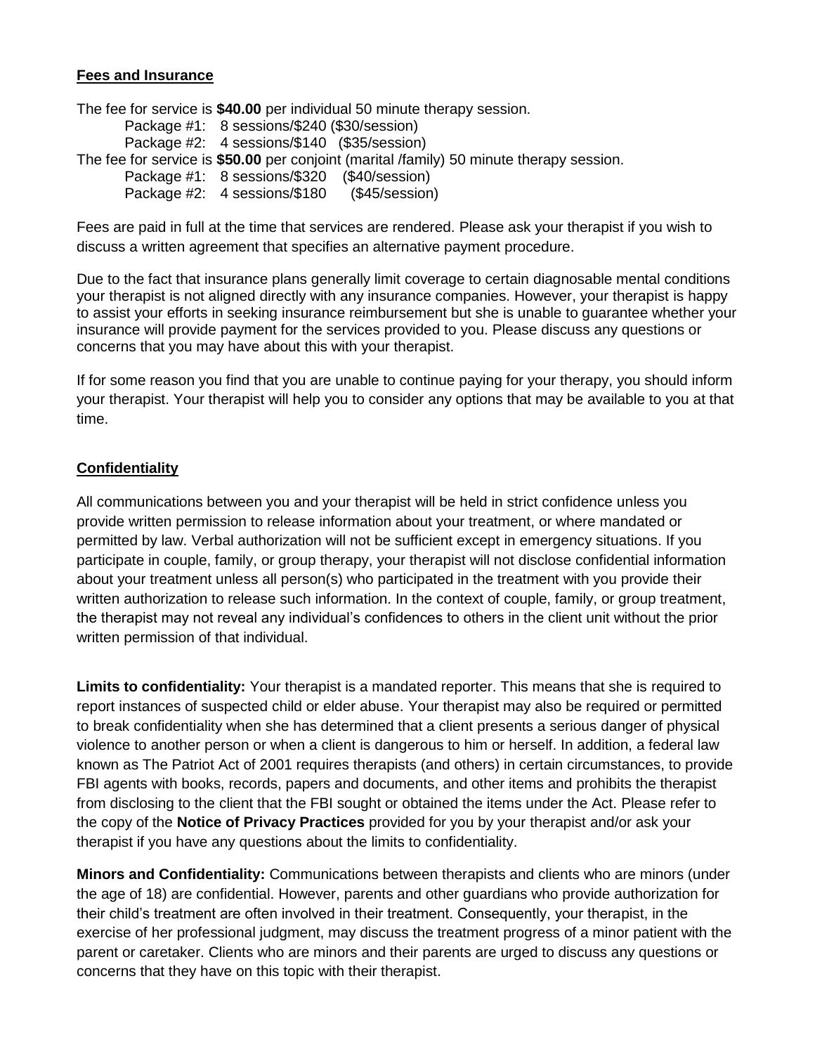**Fees and Insurance**

The fee for service is **$40.00** per individual 50 minute therapy session.

Package #1: 8 sessions/$240 ($30/session)

Package #2: 4 sessions/$140 ($35/session)

The fee for service is **$50.00** per conjoint (marital /family) 50 minute therapy session.

Package #1: 8 sessions/$320 ($40/session)

Package #2: 4 sessions/$180 ($45/session)

Fees are paid in full at the time that services are rendered. Please ask your therapist if you wish to discuss a written agreement that specifies an alternative payment procedure.

Due to the fact that insurance plans generally limit coverage to certain diagnosable mental conditions your therapist is not aligned directly with any insurance companies. However, your therapist is happy to assist your efforts in seeking insurance reimbursement but she is unable to guarantee whether your insurance will provide payment for the services provided to you. Please discuss any questions or concerns that you may have about this with your therapist.

If for some reason you find that you are unable to continue paying for your therapy, you should inform your therapist. Your therapist will help you to consider any options that may be available to you at that time.

**Confidentiality**

All communications between you and your therapist will be held in strict confidence unless you provide written permission to release information about your treatment, or where mandated or permitted by law. Verbal authorization will not be sufficient except in emergency situations. If you participate in couple, family, or group therapy, your therapist will not disclose confidential information about your treatment unless all person(s) who participated in the treatment with you provide their written authorization to release such information. In the context of couple, family, or group treatment, the therapist may not reveal any individual's confidences to others in the client unit without the prior written permission of that individual.

**Limits to confidentiality:** Your therapist is a mandated reporter. This means that she is required to report instances of suspected child or elder abuse. Your therapist may also be required or permitted to break confidentiality when she has determined that a client presents a serious danger of physical violence to another person or when a client is dangerous to him or herself. In addition, a federal law known as The Patriot Act of 2001 requires therapists (and others) in certain circumstances, to provide FBI agents with books, records, papers and documents, and other items and prohibits the therapist from disclosing to the client that the FBI sought or obtained the items under the Act. Please refer to the copy of the **Notice of Privacy Practices** provided for you by your therapist and/or ask your therapist if you have any questions about the limits to confidentiality.

**Minors and Confidentiality:** Communications between therapists and clients who are minors (under the age of 18) are confidential. However, parents and other guardians who provide authorization for their child's treatment are often involved in their treatment. Consequently, your therapist, in the exercise of her professional judgment, may discuss the treatment progress of a minor patient with the parent or caretaker. Clients who are minors and their parents are urged to discuss any questions or concerns that they have on this topic with their therapist.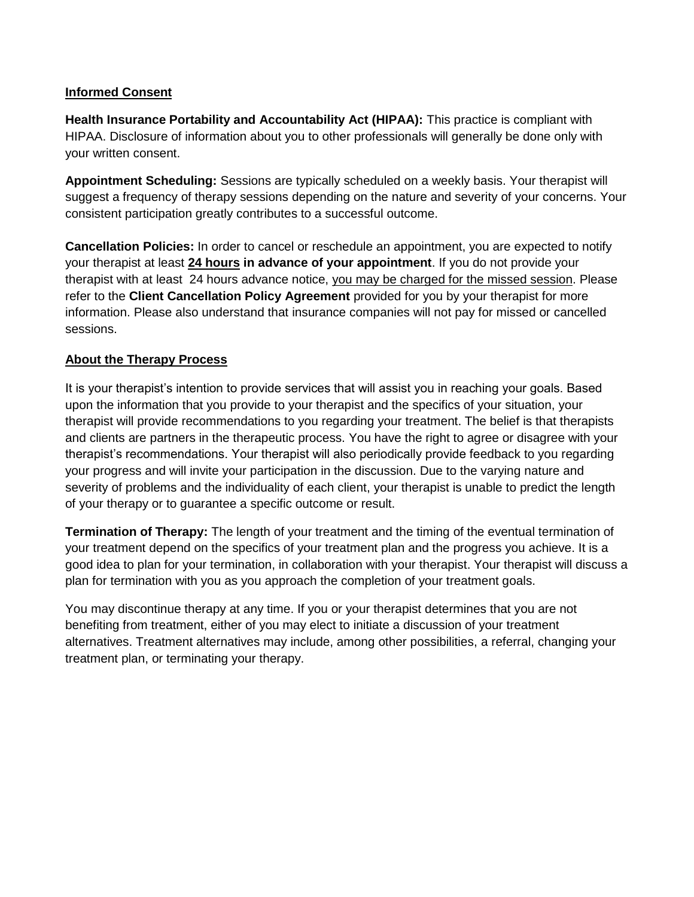## Informed Consent

**Health Insurance Portability and Accountability Act (HIPAA):** This practice is compliant with HIPAA. Disclosure of information about you to other professionals will generally be done only with your written consent.

**Appointment Scheduling:** Sessions are typically scheduled on a weekly basis. Your therapist will suggest a frequency of therapy sessions depending on the nature and severity of your concerns. Your consistent participation greatly contributes to a successful outcome.

**Cancellation Policies:** In order to cancel or reschedule an appointment, you are expected to notify your therapist at least **24 hours in advance of your appointment**. If you do not provide your therapist with at least 24 hours advance notice, you may be charged for the missed session. Please refer to the **Client Cancellation Policy Agreement** provided for you by your therapist for more information. Please also understand that insurance companies will not pay for missed or cancelled sessions.

## About the Therapy Process

It is your therapist's intention to provide services that will assist you in reaching your goals. Based upon the information that you provide to your therapist and the specifics of your situation, your therapist will provide recommendations to you regarding your treatment. The belief is that therapists and clients are partners in the therapeutic process. You have the right to agree or disagree with your therapist's recommendations. Your therapist will also periodically provide feedback to you regarding your progress and will invite your participation in the discussion. Due to the varying nature and severity of problems and the individuality of each client, your therapist is unable to predict the length of your therapy or to guarantee a specific outcome or result.

**Termination of Therapy:** The length of your treatment and the timing of the eventual termination of your treatment depend on the specifics of your treatment plan and the progress you achieve. It is a good idea to plan for your termination, in collaboration with your therapist. Your therapist will discuss a plan for termination with you as you approach the completion of your treatment goals.

You may discontinue therapy at any time. If you or your therapist determines that you are not benefiting from treatment, either of you may elect to initiate a discussion of your treatment alternatives. Treatment alternatives may include, among other possibilities, a referral, changing your treatment plan, or terminating your therapy.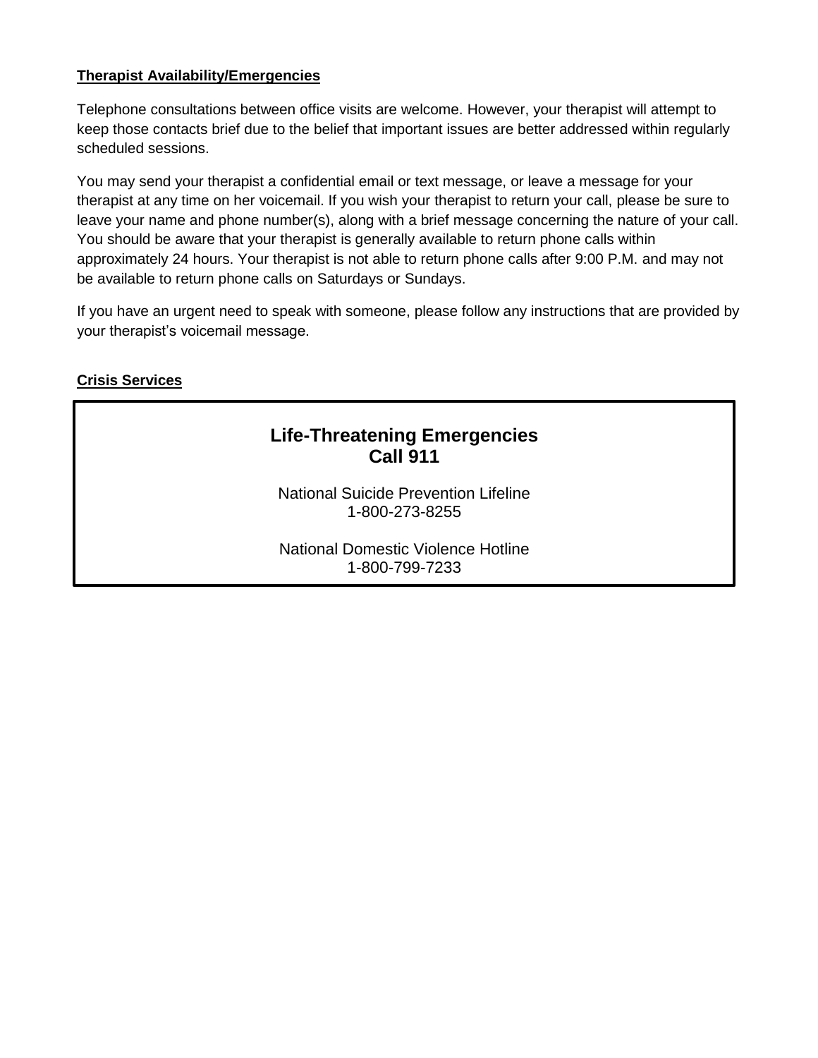**Therapist Availability/Emergencies**

Telephone consultations between office visits are welcome. However, your therapist will attempt to keep those contacts brief due to the belief that important issues are better addressed within regularly scheduled sessions.

You may send your therapist a confidential email or text message, or leave a message for your therapist at any time on her voicemail. If you wish your therapist to return your call, please be sure to leave your name and phone number(s), along with a brief message concerning the nature of your call. You should be aware that your therapist is generally available to return phone calls within approximately 24 hours. Your therapist is not able to return phone calls after 9:00 P.M. and may not be available to return phone calls on Saturdays or Sundays.

If you have an urgent need to speak with someone, please follow any instructions that are provided by your therapist's voicemail message.

**Crisis Services**

**Life-Threatening Emergencies**
**Call 911**

National Suicide Prevention Lifeline
1-800-273-8255

National Domestic Violence Hotline
1-800-799-7233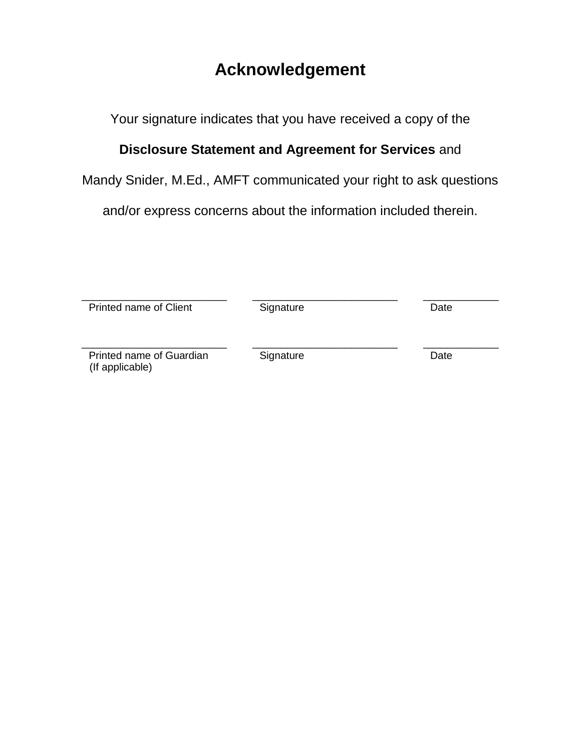# Acknowledgement

Your signature indicates that you have received a copy of the **Disclosure Statement and Agreement for Services** and Mandy Snider, M.Ed., AMFT communicated your right to ask questions and/or express concerns about the information included therein.

| | | |
|---|---|---|
| ________________________ | ________________________ | ____________ |
| Printed name of Client | Signature | Date |
| ________________________ | ________________________ | ____________ |
| Printed name of Guardian (If applicable) | Signature | Date |